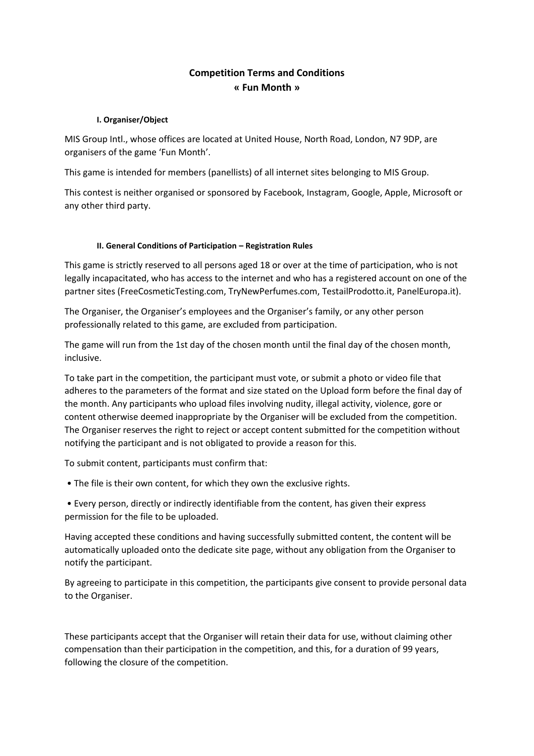# Competition Terms and Conditions
# « Fun Month »

### I. Organiser/Object

MIS Group Intl., whose offices are located at United House, North Road, London, N7 9DP, are organisers of the game 'Fun Month'.

This game is intended for members (panellists) of all internet sites belonging to MIS Group.

This contest is neither organised or sponsored by Facebook, Instagram, Google, Apple, Microsoft or any other third party.

### II. General Conditions of Participation – Registration Rules

This game is strictly reserved to all persons aged 18 or over at the time of participation, who is not legally incapacitated, who has access to the internet and who has a registered account on one of the partner sites (FreeCosmeticTesting.com, TryNewPerfumes.com, TestailProdotto.it, PanelEuropa.it).

The Organiser, the Organiser's employees and the Organiser's family, or any other person professionally related to this game, are excluded from participation.

The game will run from the 1st day of the chosen month until the final day of the chosen month, inclusive.

To take part in the competition, the participant must vote, or submit a photo or video file that adheres to the parameters of the format and size stated on the Upload form before the final day of the month. Any participants who upload files involving nudity, illegal activity, violence, gore or content otherwise deemed inappropriate by the Organiser will be excluded from the competition. The Organiser reserves the right to reject or accept content submitted for the competition without notifying the participant and is not obligated to provide a reason for this.

To submit content, participants must confirm that:

- The file is their own content, for which they own the exclusive rights.
- Every person, directly or indirectly identifiable from the content, has given their express permission for the file to be uploaded.

Having accepted these conditions and having successfully submitted content, the content will be automatically uploaded onto the dedicate site page, without any obligation from the Organiser to notify the participant.

By agreeing to participate in this competition, the participants give consent to provide personal data to the Organiser.

These participants accept that the Organiser will retain their data for use, without claiming other compensation than their participation in the competition, and this, for a duration of 99 years, following the closure of the competition.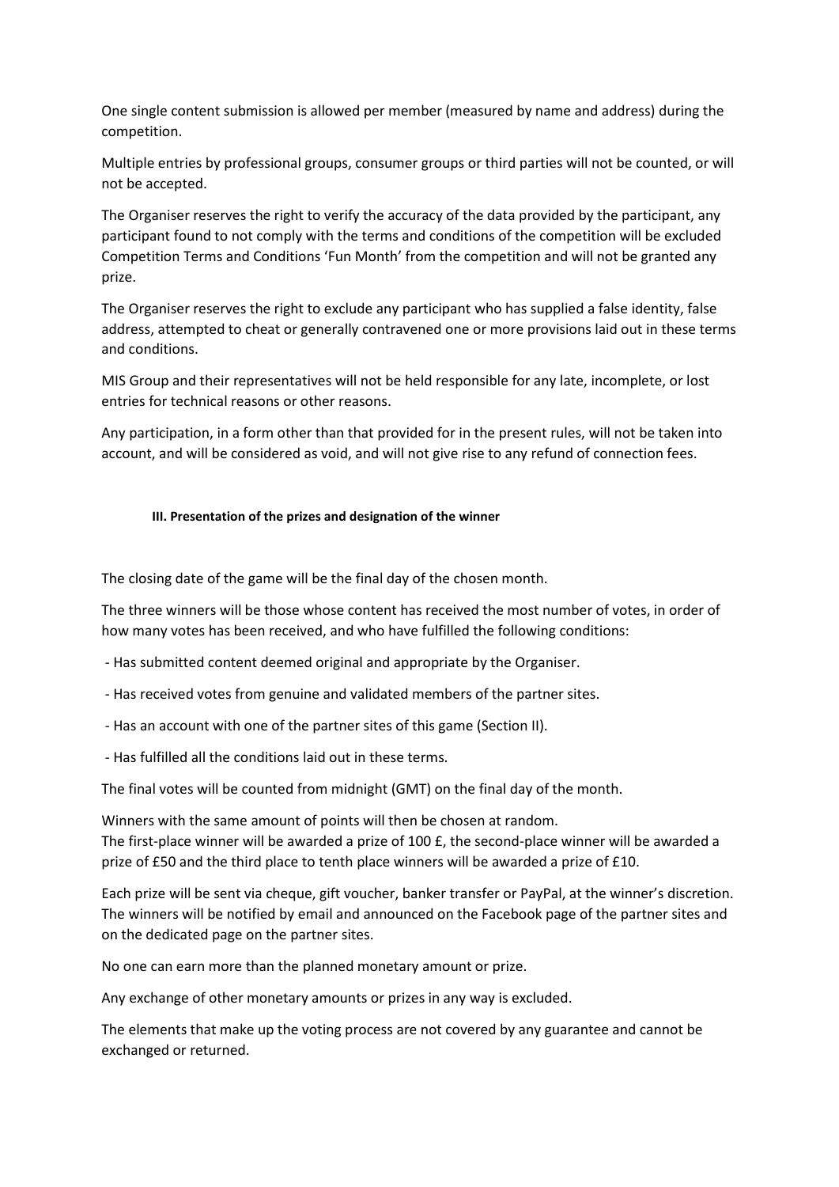One single content submission is allowed per member (measured by name and address) during the competition.

Multiple entries by professional groups, consumer groups or third parties will not be counted, or will not be accepted.

The Organiser reserves the right to verify the accuracy of the data provided by the participant, any participant found to not comply with the terms and conditions of the competition will be excluded Competition Terms and Conditions 'Fun Month' from the competition and will not be granted any prize.

The Organiser reserves the right to exclude any participant who has supplied a false identity, false address, attempted to cheat or generally contravened one or more provisions laid out in these terms and conditions.

MIS Group and their representatives will not be held responsible for any late, incomplete, or lost entries for technical reasons or other reasons.

Any participation, in a form other than that provided for in the present rules, will not be taken into account, and will be considered as void, and will not give rise to any refund of connection fees.

### III. Presentation of the prizes and designation of the winner

The closing date of the game will be the final day of the chosen month.

The three winners will be those whose content has received the most number of votes, in order of how many votes has been received, and who have fulfilled the following conditions:

- Has submitted content deemed original and appropriate by the Organiser.
- Has received votes from genuine and validated members of the partner sites.
- Has an account with one of the partner sites of this game (Section II).
- Has fulfilled all the conditions laid out in these terms.

The final votes will be counted from midnight (GMT) on the final day of the month.

Winners with the same amount of points will then be chosen at random.
The first-place winner will be awarded a prize of 100 £, the second-place winner will be awarded a prize of £50 and the third place to tenth place winners will be awarded a prize of £10.

Each prize will be sent via cheque, gift voucher, banker transfer or PayPal, at the winner's discretion. The winners will be notified by email and announced on the Facebook page of the partner sites and on the dedicated page on the partner sites.

No one can earn more than the planned monetary amount or prize.

Any exchange of other monetary amounts or prizes in any way is excluded.

The elements that make up the voting process are not covered by any guarantee and cannot be exchanged or returned.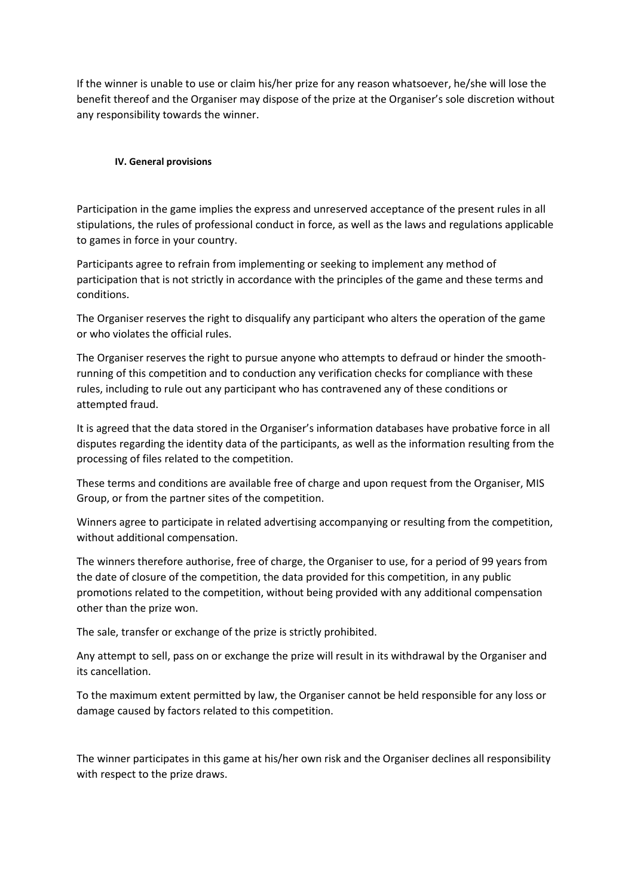If the winner is unable to use or claim his/her prize for any reason whatsoever, he/she will lose the benefit thereof and the Organiser may dispose of the prize at the Organiser's sole discretion without any responsibility towards the winner.

#### IV. General provisions

Participation in the game implies the express and unreserved acceptance of the present rules in all stipulations, the rules of professional conduct in force, as well as the laws and regulations applicable to games in force in your country.

Participants agree to refrain from implementing or seeking to implement any method of participation that is not strictly in accordance with the principles of the game and these terms and conditions.

The Organiser reserves the right to disqualify any participant who alters the operation of the game or who violates the official rules.

The Organiser reserves the right to pursue anyone who attempts to defraud or hinder the smooth-running of this competition and to conduction any verification checks for compliance with these rules, including to rule out any participant who has contravened any of these conditions or attempted fraud.

It is agreed that the data stored in the Organiser's information databases have probative force in all disputes regarding the identity data of the participants, as well as the information resulting from the processing of files related to the competition.

These terms and conditions are available free of charge and upon request from the Organiser, MIS Group, or from the partner sites of the competition.

Winners agree to participate in related advertising accompanying or resulting from the competition, without additional compensation.

The winners therefore authorise, free of charge, the Organiser to use, for a period of 99 years from the date of closure of the competition, the data provided for this competition, in any public promotions related to the competition, without being provided with any additional compensation other than the prize won.

The sale, transfer or exchange of the prize is strictly prohibited.

Any attempt to sell, pass on or exchange the prize will result in its withdrawal by the Organiser and its cancellation.

To the maximum extent permitted by law, the Organiser cannot be held responsible for any loss or damage caused by factors related to this competition.

The winner participates in this game at his/her own risk and the Organiser declines all responsibility with respect to the prize draws.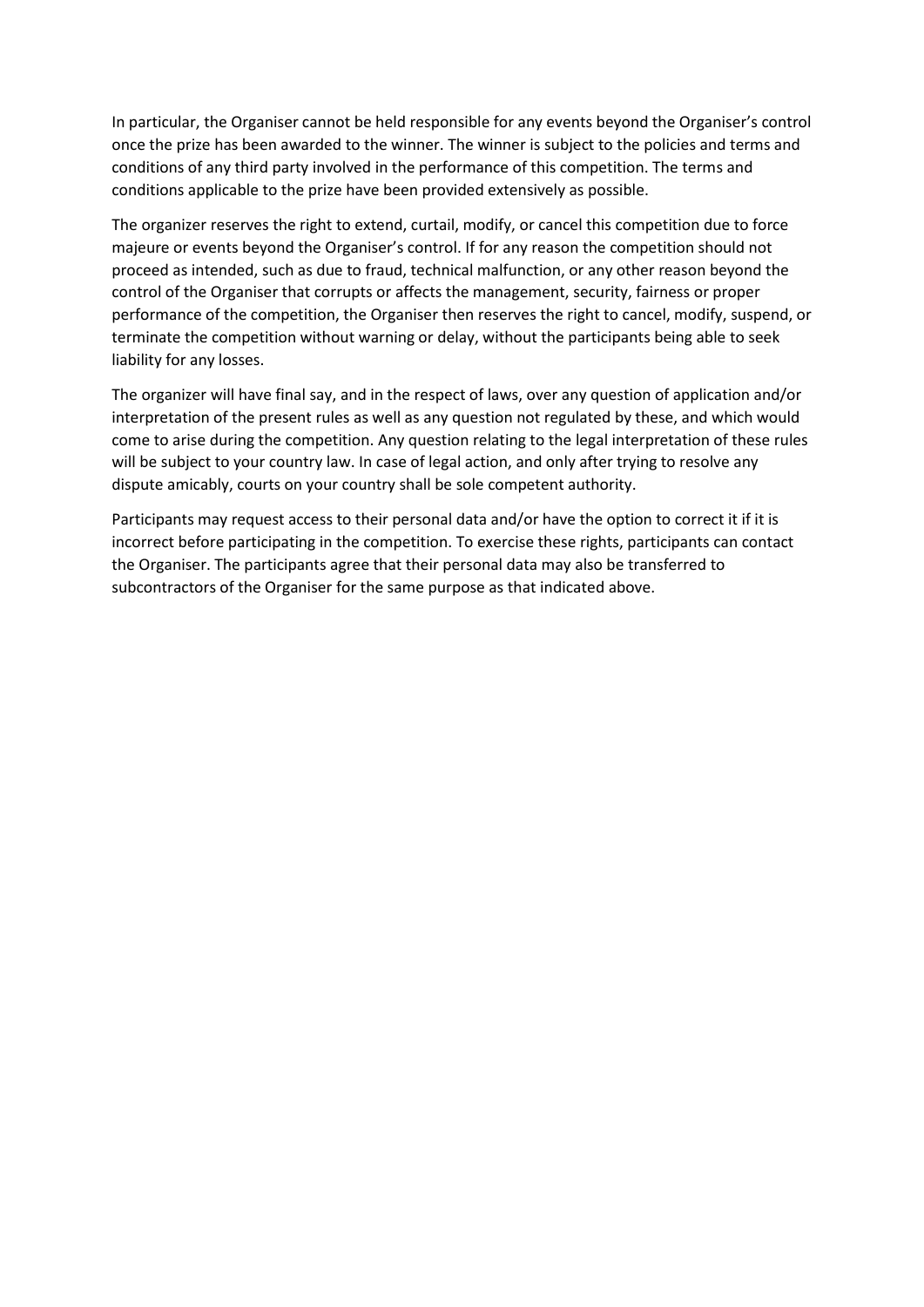In particular, the Organiser cannot be held responsible for any events beyond the Organiser's control once the prize has been awarded to the winner. The winner is subject to the policies and terms and conditions of any third party involved in the performance of this competition. The terms and conditions applicable to the prize have been provided extensively as possible.

The organizer reserves the right to extend, curtail, modify, or cancel this competition due to force majeure or events beyond the Organiser's control. If for any reason the competition should not proceed as intended, such as due to fraud, technical malfunction, or any other reason beyond the control of the Organiser that corrupts or affects the management, security, fairness or proper performance of the competition, the Organiser then reserves the right to cancel, modify, suspend, or terminate the competition without warning or delay, without the participants being able to seek liability for any losses.

The organizer will have final say, and in the respect of laws, over any question of application and/or interpretation of the present rules as well as any question not regulated by these, and which would come to arise during the competition. Any question relating to the legal interpretation of these rules will be subject to your country law. In case of legal action, and only after trying to resolve any dispute amicably, courts on your country shall be sole competent authority.

Participants may request access to their personal data and/or have the option to correct it if it is incorrect before participating in the competition. To exercise these rights, participants can contact the Organiser. The participants agree that their personal data may also be transferred to subcontractors of the Organiser for the same purpose as that indicated above.